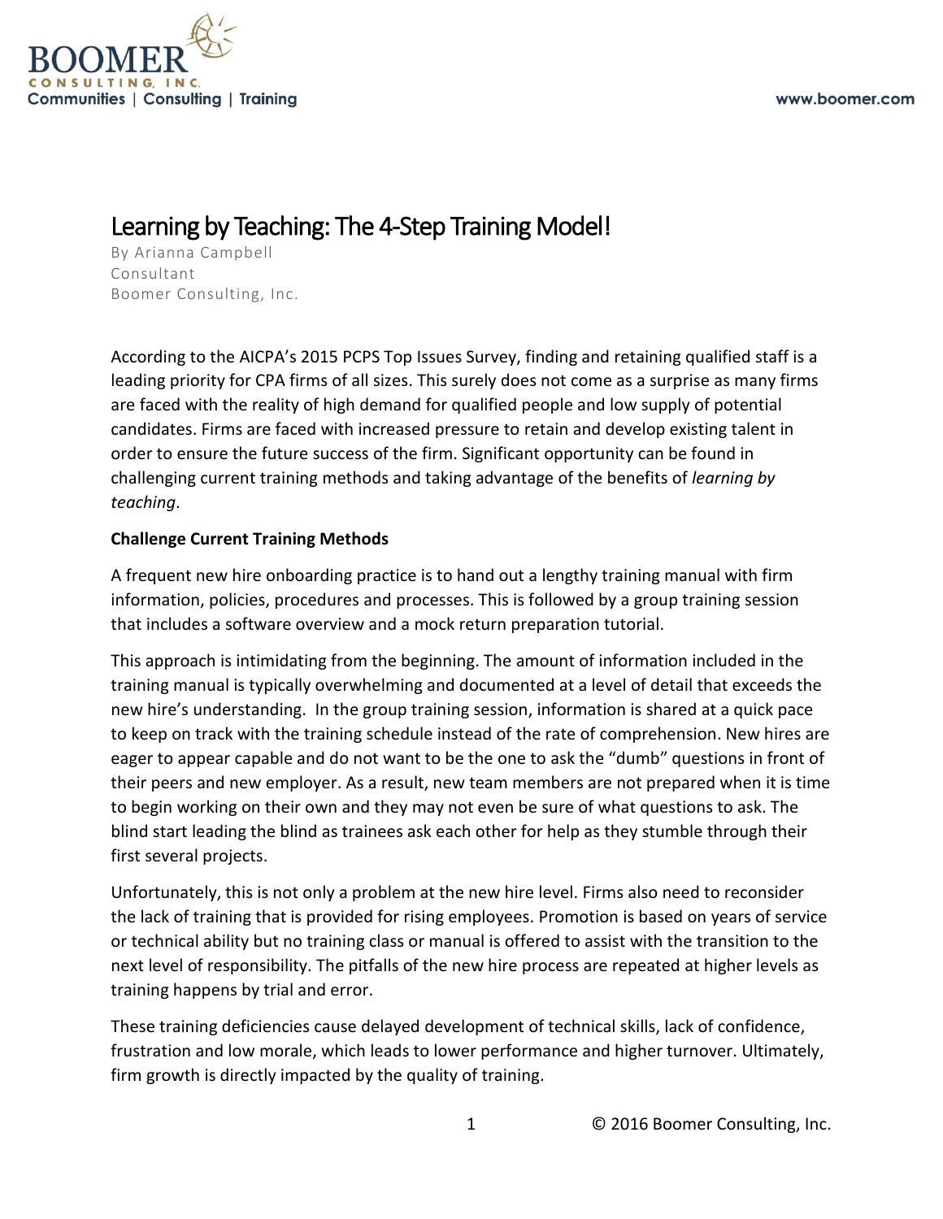# Learning by Teaching: The 4-Step Training Model!

By Arianna Campbell
Consultant
Boomer Consulting, Inc.

According to the AICPA's 2015 PCPS Top Issues Survey, finding and retaining qualified staff is a leading priority for CPA firms of all sizes. This surely does not come as a surprise as many firms are faced with the reality of high demand for qualified people and low supply of potential candidates. Firms are faced with increased pressure to retain and develop existing talent in order to ensure the future success of the firm. Significant opportunity can be found in challenging current training methods and taking advantage of the benefits of *learning by teaching*.

**Challenge Current Training Methods**

A frequent new hire onboarding practice is to hand out a lengthy training manual with firm information, policies, procedures and processes. This is followed by a group training session that includes a software overview and a mock return preparation tutorial.

This approach is intimidating from the beginning. The amount of information included in the training manual is typically overwhelming and documented at a level of detail that exceeds the new hire's understanding. In the group training session, information is shared at a quick pace to keep on track with the training schedule instead of the rate of comprehension. New hires are eager to appear capable and do not want to be the one to ask the "dumb" questions in front of their peers and new employer. As a result, new team members are not prepared when it is time to begin working on their own and they may not even be sure of what questions to ask. The blind start leading the blind as trainees ask each other for help as they stumble through their first several projects.

Unfortunately, this is not only a problem at the new hire level. Firms also need to reconsider the lack of training that is provided for rising employees. Promotion is based on years of service or technical ability but no training class or manual is offered to assist with the transition to the next level of responsibility. The pitfalls of the new hire process are repeated at higher levels as training happens by trial and error.

These training deficiencies cause delayed development of technical skills, lack of confidence, frustration and low morale, which leads to lower performance and higher turnover. Ultimately, firm growth is directly impacted by the quality of training.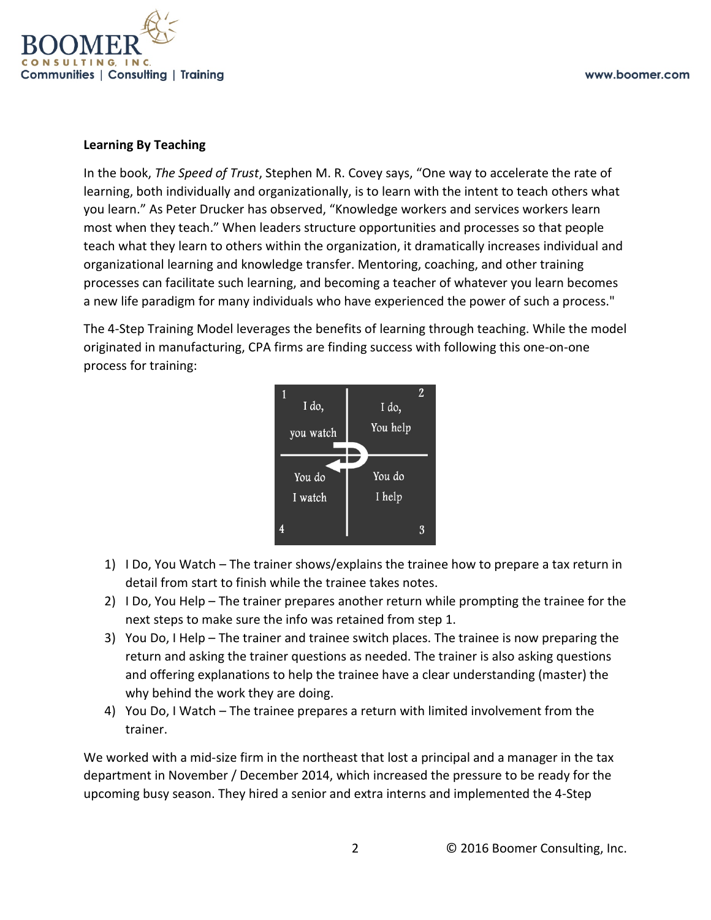**Learning By Teaching**

In the book, *The Speed of Trust*, Stephen M. R. Covey says, “One way to accelerate the rate of learning, both individually and organizationally, is to learn with the intent to teach others what you learn.” As Peter Drucker has observed, “Knowledge workers and services workers learn most when they teach.” When leaders structure opportunities and processes so that people teach what they learn to others within the organization, it dramatically increases individual and organizational learning and knowledge transfer. Mentoring, coaching, and other training processes can facilitate such learning, and becoming a teacher of whatever you learn becomes a new life paradigm for many individuals who have experienced the power of such a process."

The 4-Step Training Model leverages the benefits of learning through teaching. While the model originated in manufacturing, CPA firms are finding success with following this one-on-one process for training:

| 1 I do, you watch | 2 I do, You help |
|---|---|
| 4 You do I watch | 3 You do I help |

1) I Do, You Watch – The trainer shows/explains the trainee how to prepare a tax return in detail from start to finish while the trainee takes notes.
2) I Do, You Help – The trainer prepares another return while prompting the trainee for the next steps to make sure the info was retained from step 1.
3) You Do, I Help – The trainer and trainee switch places. The trainee is now preparing the return and asking the trainer questions as needed. The trainer is also asking questions and offering explanations to help the trainee have a clear understanding (master) the why behind the work they are doing.
4) You Do, I Watch – The trainee prepares a return with limited involvement from the trainer.

We worked with a mid-size firm in the northeast that lost a principal and a manager in the tax department in November / December 2014, which increased the pressure to be ready for the upcoming busy season. They hired a senior and extra interns and implemented the 4-Step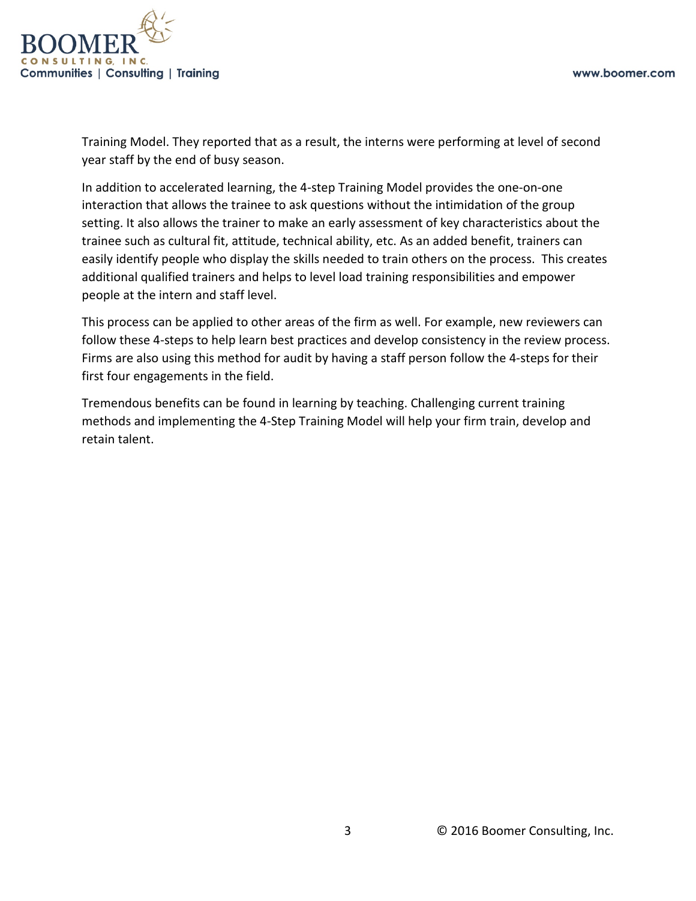Training Model. They reported that as a result, the interns were performing at level of second year staff by the end of busy season.

In addition to accelerated learning, the 4-step Training Model provides the one-on-one interaction that allows the trainee to ask questions without the intimidation of the group setting. It also allows the trainer to make an early assessment of key characteristics about the trainee such as cultural fit, attitude, technical ability, etc. As an added benefit, trainers can easily identify people who display the skills needed to train others on the process. This creates additional qualified trainers and helps to level load training responsibilities and empower people at the intern and staff level.

This process can be applied to other areas of the firm as well. For example, new reviewers can follow these 4-steps to help learn best practices and develop consistency in the review process. Firms are also using this method for audit by having a staff person follow the 4-steps for their first four engagements in the field.

Tremendous benefits can be found in learning by teaching. Challenging current training methods and implementing the 4-Step Training Model will help your firm train, develop and retain talent.